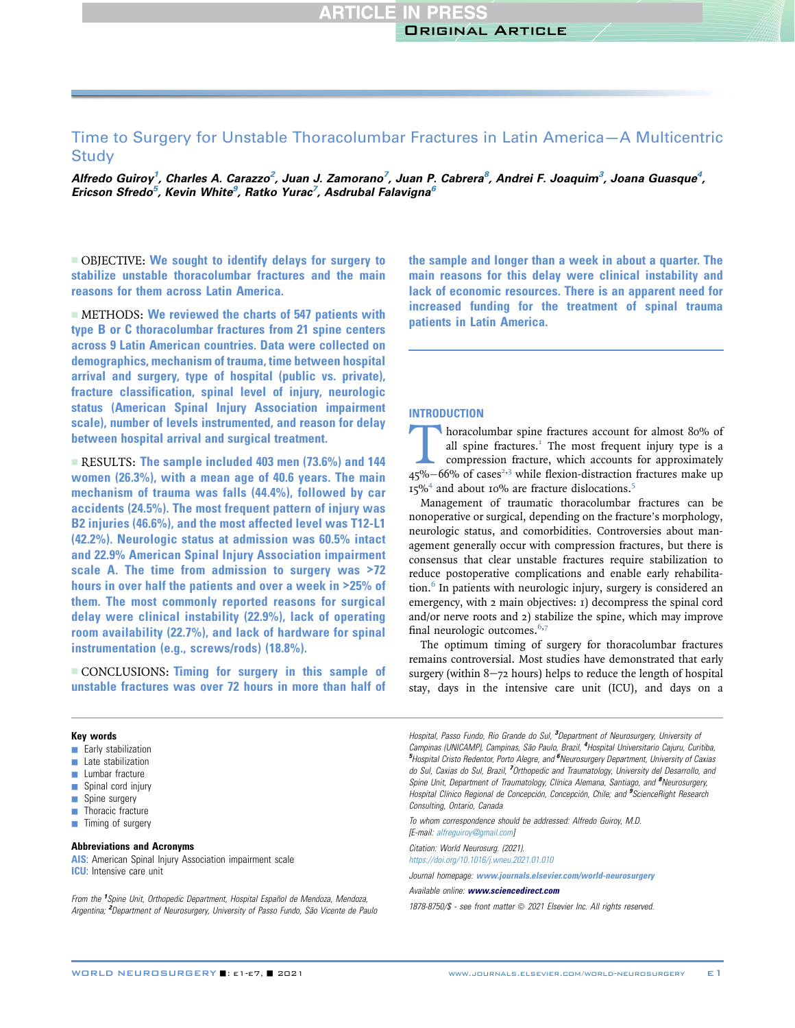# Time to Surgery for Unstable Thoracolumbar Fractures in Latin America—A Multicentric Study

*Alfredo Guiroy[1], Charles A. Carazzo[2], Juan J. Zamorano[7], Juan P. Cabrera[8], Andrei F. Joaquim[3], Joana Guasque[4], Ericson Sfredo[5], Kevin White[9], Ratko Yurac[7], Asdrubal Falavigna[6]*

■ OBJECTIVE: **We sought to identify delays for surgery to stabilize unstable thoracolumbar fractures and the main reasons for them across Latin America.**

■ METHODS: **We reviewed the charts of 547 patients with type B or C thoracolumbar fractures from 21 spine centers across 9 Latin American countries. Data were collected on demographics, mechanism of trauma, time between hospital arrival and surgery, type of hospital (public vs. private), fracture classification, spinal level of injury, neurologic status (American Spinal Injury Association impairment scale), number of levels instrumented, and reason for delay between hospital arrival and surgical treatment.**

■ RESULTS: **The sample included 403 men (73.6%) and 144 women (26.3%), with a mean age of 40.6 years. The main mechanism of trauma was falls (44.4%), followed by car accidents (24.5%). The most frequent pattern of injury was B2 injuries (46.6%), and the most affected level was T12-L1 (42.2%). Neurologic status at admission was 60.5% intact and 22.9% American Spinal Injury Association impairment scale A. The time from admission to surgery was >72 hours in over half the patients and over a week in >25% of them. The most commonly reported reasons for surgical delay were clinical instability (22.9%), lack of operating room availability (22.7%), and lack of hardware for spinal instrumentation (e.g., screws/rods) (18.8%).**

■ CONCLUSIONS: **Timing for surgery in this sample of unstable fractures was over 72 hours in more than half of the sample and longer than a week in about a quarter. The main reasons for this delay were clinical instability and lack of economic resources. There is an apparent need for increased funding for the treatment of spinal trauma patients in Latin America.**

## INTRODUCTION

Thoracolumbar spine fractures account for almost 80% of all spine fractures.[1] The most frequent injury type is a compression fracture, which accounts for approximately 45%–66% of cases[2,3] while flexion-distraction fractures make up 15%[4] and about 10% are fracture dislocations.[5]

Management of traumatic thoracolumbar fractures can be nonoperative or surgical, depending on the fracture's morphology, neurologic status, and comorbidities. Controversies about management generally occur with compression fractures, but there is consensus that clear unstable fractures require stabilization to reduce postoperative complications and enable early rehabilitation.[6] In patients with neurologic injury, surgery is considered an emergency, with 2 main objectives: 1) decompress the spinal cord and/or nerve roots and 2) stabilize the spine, which may improve final neurologic outcomes.[6,7]

The optimum timing of surgery for thoracolumbar fractures remains controversial. Most studies have demonstrated that early surgery (within 8–72 hours) helps to reduce the length of hospital stay, days in the intensive care unit (ICU), and days on a

**Key words**
- Early stabilization
- Late stabilization
- Lumbar fracture
- Spinal cord injury
- Spine surgery
- Thoracic fracture
- Timing of surgery

**Abbreviations and Acronyms**
AIS: American Spinal Injury Association impairment scale
ICU: Intensive care unit

From the [1]Spine Unit, Orthopedic Department, Hospital Español de Mendoza, Mendoza, Argentina; [2]Department of Neurosurgery, University of Passo Fundo, São Vicente de Paulo Hospital, Passo Fundo, Rio Grande do Sul, [3]Department of Neurosurgery, University of Campinas (UNICAMP), Campinas, São Paulo, Brazil, [4]Hospital Universitario Cajuru, Curitiba, [5]Hospital Cristo Redentor, Porto Alegre, and [6]Neurosurgery Department, University of Caxias do Sul, Caxias do Sul, Brazil, [7]Orthopedic and Traumatology, University del Desarrollo, and Spine Unit, Department of Traumatology, Clínica Alemana, Santiago, and [8]Neurosurgery, Hospital Clínico Regional de Concepción, Concepción, Chile; and [9]ScienceRight Research Consulting, Ontario, Canada

To whom correspondence should be addressed: Alfredo Guiroy, M.D. [E-mail: alfreguiroy@gmail.com]

Citation: World Neurosurg. (2021).
https://doi.org/10.1016/j.wneu.2021.01.010

Journal homepage: www.journals.elsevier.com/world-neurosurgery

Available online: www.sciencedirect.com

1878-8750/$ - see front matter © 2021 Elsevier Inc. All rights reserved.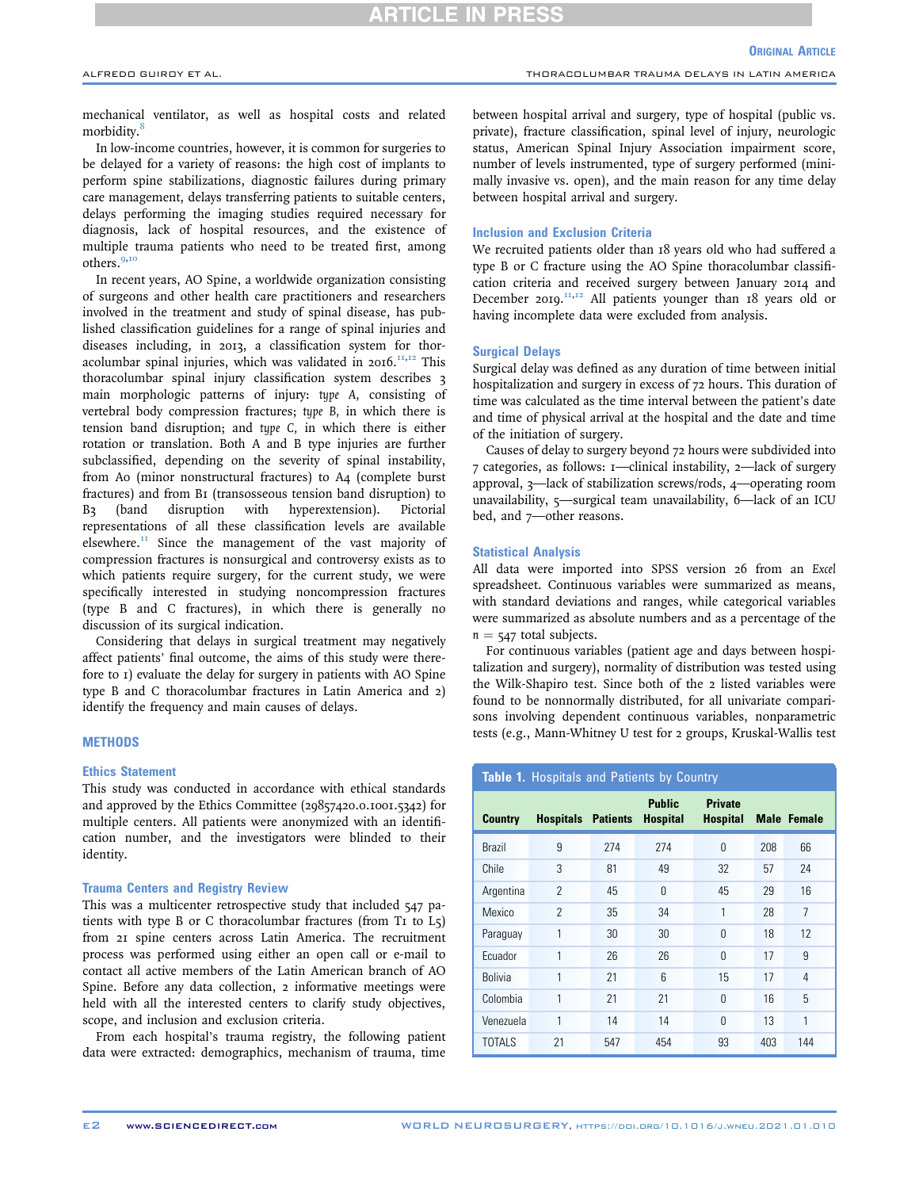mechanical ventilator, as well as hospital costs and related morbidity.[8]

In low-income countries, however, it is common for surgeries to be delayed for a variety of reasons: the high cost of implants to perform spine stabilizations, diagnostic failures during primary care management, delays transferring patients to suitable centers, delays performing the imaging studies required necessary for diagnosis, lack of hospital resources, and the existence of multiple trauma patients who need to be treated first, among others.[9,10]

In recent years, AO Spine, a worldwide organization consisting of surgeons and other health care practitioners and researchers involved in the treatment and study of spinal disease, has published classification guidelines for a range of spinal injuries and diseases including, in 2013, a classification system for thoracolumbar spinal injuries, which was validated in 2016.[11,12] This thoracolumbar spinal injury classification system describes 3 main morphologic patterns of injury: *type A*, consisting of vertebral body compression fractures; *type B*, in which there is tension band disruption; and *type C*, in which there is either rotation or translation. Both A and B type injuries are further subclassified, depending on the severity of spinal instability, from A0 (minor nonstructural fractures) to A4 (complete burst fractures) and from B1 (transosseous tension band disruption) to B3 (band disruption with hyperextension). Pictorial representations of all these classification levels are available elsewhere.[11] Since the management of the vast majority of compression fractures is nonsurgical and controversy exists as to which patients require surgery, for the current study, we were specifically interested in studying noncompression fractures (type B and C fractures), in which there is generally no discussion of its surgical indication.

Considering that delays in surgical treatment may negatively affect patients' final outcome, the aims of this study were therefore to 1) evaluate the delay for surgery in patients with AO Spine type B and C thoracolumbar fractures in Latin America and 2) identify the frequency and main causes of delays.

## METHODS

### Ethics Statement

This study was conducted in accordance with ethical standards and approved by the Ethics Committee (29857420.0.1001.5342) for multiple centers. All patients were anonymized with an identification number, and the investigators were blinded to their identity.

### Trauma Centers and Registry Review

This was a multicenter retrospective study that included 547 patients with type B or C thoracolumbar fractures (from T1 to L5) from 21 spine centers across Latin America. The recruitment process was performed using either an open call or e-mail to contact all active members of the Latin American branch of AO Spine. Before any data collection, 2 informative meetings were held with all the interested centers to clarify study objectives, scope, and inclusion and exclusion criteria.

From each hospital's trauma registry, the following patient data were extracted: demographics, mechanism of trauma, time between hospital arrival and surgery, type of hospital (public vs. private), fracture classification, spinal level of injury, neurologic status, American Spinal Injury Association impairment score, number of levels instrumented, type of surgery performed (minimally invasive vs. open), and the main reason for any time delay between hospital arrival and surgery.

### Inclusion and Exclusion Criteria

We recruited patients older than 18 years old who had suffered a type B or C fracture using the AO Spine thoracolumbar classification criteria and received surgery between January 2014 and December 2019.[11,12] All patients younger than 18 years old or having incomplete data were excluded from analysis.

### Surgical Delays

Surgical delay was defined as any duration of time between initial hospitalization and surgery in excess of 72 hours. This duration of time was calculated as the time interval between the patient's date and time of physical arrival at the hospital and the date and time of the initiation of surgery.

Causes of delay to surgery beyond 72 hours were subdivided into 7 categories, as follows: 1—clinical instability, 2—lack of surgery approval, 3—lack of stabilization screws/rods, 4—operating room unavailability, 5—surgical team unavailability, 6—lack of an ICU bed, and 7—other reasons.

### Statistical Analysis

All data were imported into SPSS version 26 from an *Excel* spreadsheet. Continuous variables were summarized as means, with standard deviations and ranges, while categorical variables were summarized as absolute numbers and as a percentage of the $n = 547$ total subjects.

For continuous variables (patient age and days between hospitalization and surgery), normality of distribution was tested using the Wilk-Shapiro test. Since both of the 2 listed variables were found to be nonnormally distributed, for all univariate comparisons involving dependent continuous variables, nonparametric tests (e.g., Mann-Whitney U test for 2 groups, Kruskal-Wallis test

**Table 1.** Hospitals and Patients by Country

| Country | Hospitals | Patients | Public Hospital | Private Hospital | Male | Female |
|---|---|---|---|---|---|---|
| Brazil | 9 | 274 | 274 | 0 | 208 | 66 |
| Chile | 3 | 81 | 49 | 32 | 57 | 24 |
| Argentina | 2 | 45 | 0 | 45 | 29 | 16 |
| Mexico | 2 | 35 | 34 | 1 | 28 | 7 |
| Paraguay | 1 | 30 | 30 | 0 | 18 | 12 |
| Ecuador | 1 | 26 | 26 | 0 | 17 | 9 |
| Bolivia | 1 | 21 | 6 | 15 | 17 | 4 |
| Colombia | 1 | 21 | 21 | 0 | 16 | 5 |
| Venezuela | 1 | 14 | 14 | 0 | 13 | 1 |
| TOTALS | 21 | 547 | 454 | 93 | 403 | 144 |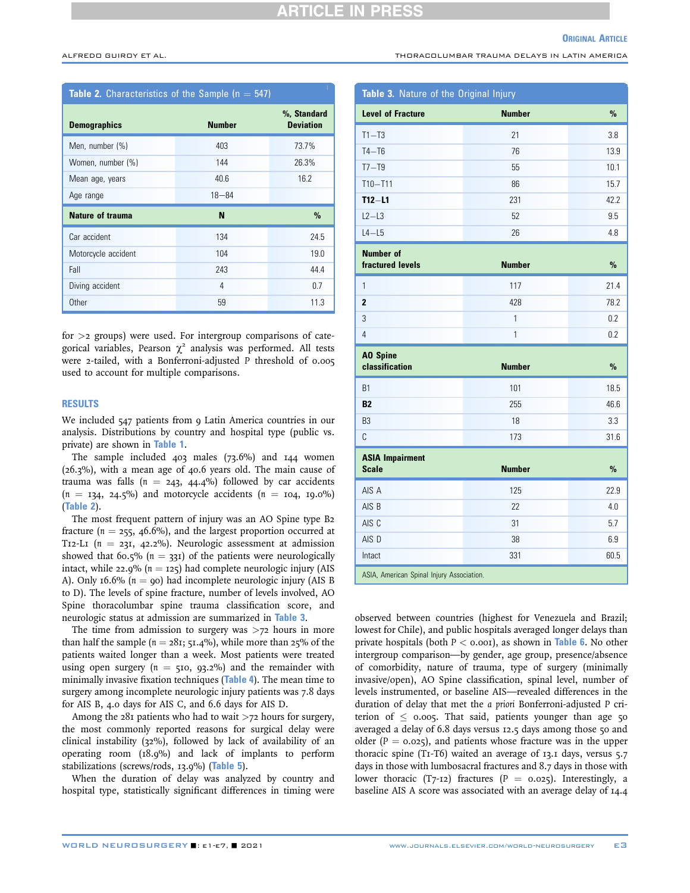**Table 2.** Characteristics of the Sample (n = 547)

| Demographics | Number | %, Standard Deviation |
|---|---|---|
| Men, number (%) | 403 | 73.7% |
| Women, number (%) | 144 | 26.3% |
| Mean age, years | 40.6 | 16.2 |
| Age range | 18–84 | |
| **Nature of trauma** | **N** | **%** |
| Car accident | 134 | 24.5 |
| Motorcycle accident | 104 | 19.0 |
| Fall | 243 | 44.4 |
| Diving accident | 4 | 0.7 |
| Other | 59 | 11.3 |

for >2 groups) were used. For intergroup comparisons of categorical variables, Pearson $\chi^2$ analysis was performed. All tests were 2-tailed, with a Bonferroni-adjusted P threshold of 0.005 used to account for multiple comparisons.

## RESULTS

We included 547 patients from 9 Latin America countries in our analysis. Distributions by country and hospital type (public vs. private) are shown in Table 1.

The sample included 403 males (73.6%) and 144 women (26.3%), with a mean age of 40.6 years old. The main cause of trauma was falls (n = 243, 44.4%) followed by car accidents (n = 134, 24.5%) and motorcycle accidents (n = 104, 19.0%) (Table 2).

The most frequent pattern of injury was an AO Spine type B2 fracture (n = 255, 46.6%), and the largest proportion occurred at T12-L1 (n = 231, 42.2%). Neurologic assessment at admission showed that 60.5% (n = 331) of the patients were neurologically intact, while 22.9% (n = 125) had complete neurologic injury (AIS A). Only 16.6% (n = 90) had incomplete neurologic injury (AIS B to D). The levels of spine fracture, number of levels involved, AO Spine thoracolumbar spine trauma classification score, and neurologic status at admission are summarized in Table 3.

The time from admission to surgery was >72 hours in more than half the sample (n = 281; 51.4%), while more than 25% of the patients waited longer than a week. Most patients were treated using open surgery (n = 510, 93.2%) and the remainder with minimally invasive fixation techniques (Table 4). The mean time to surgery among incomplete neurologic injury patients was 7.8 days for AIS B, 4.0 days for AIS C, and 6.6 days for AIS D.

Among the 281 patients who had to wait >72 hours for surgery, the most commonly reported reasons for surgical delay were clinical instability (32%), followed by lack of availability of an operating room (18.9%) and lack of implants to perform stabilizations (screws/rods, 13.9%) (Table 5).

When the duration of delay was analyzed by country and hospital type, statistically significant differences in timing were observed between countries (highest for Venezuela and Brazil; lowest for Chile), and public hospitals averaged longer delays than private hospitals (both P < 0.001), as shown in Table 6. No other intergroup comparison—by gender, age group, presence/absence of comorbidity, nature of trauma, type of surgery (minimally invasive/open), AO Spine classification, spinal level, number of levels instrumented, or baseline AIS—revealed differences in the duration of delay that met the *a priori* Bonferroni-adjusted P criterion of ≤ 0.005. That said, patients younger than age 50 averaged a delay of 6.8 days versus 12.5 days among those 50 and older (P = 0.025), and patients whose fracture was in the upper thoracic spine (T1-T6) waited an average of 13.1 days, versus 5.7 days in those with lumbosacral fractures and 8.7 days in those with lower thoracic (T7-12) fractures (P = 0.025). Interestingly, a baseline AIS A score was associated with an average delay of 14.4

**Table 3.** Nature of the Original Injury

| Level of Fracture | Number | % |
|---|---|---|
| T1–T3 | 21 | 3.8 |
| T4–T6 | 76 | 13.9 |
| T7–T9 | 55 | 10.1 |
| T10–T11 | 86 | 15.7 |
| **T12–L1** | 231 | 42.2 |
| L2–L3 | 52 | 9.5 |
| L4–L5 | 26 | 4.8 |
| **Number of fractured levels** | **Number** | **%** |
| 1 | 117 | 21.4 |
| **2** | 428 | 78.2 |
| 3 | 1 | 0.2 |
| 4 | 1 | 0.2 |
| **AO Spine classification** | **Number** | **%** |
| B1 | 101 | 18.5 |
| **B2** | 255 | 46.6 |
| B3 | 18 | 3.3 |
| C | 173 | 31.6 |
| **ASIA Impairment Scale** | **Number** | **%** |
| AIS A | 125 | 22.9 |
| AIS B | 22 | 4.0 |
| AIS C | 31 | 5.7 |
| AIS D | 38 | 6.9 |
| Intact | 331 | 60.5 |

ASIA, American Spinal Injury Association.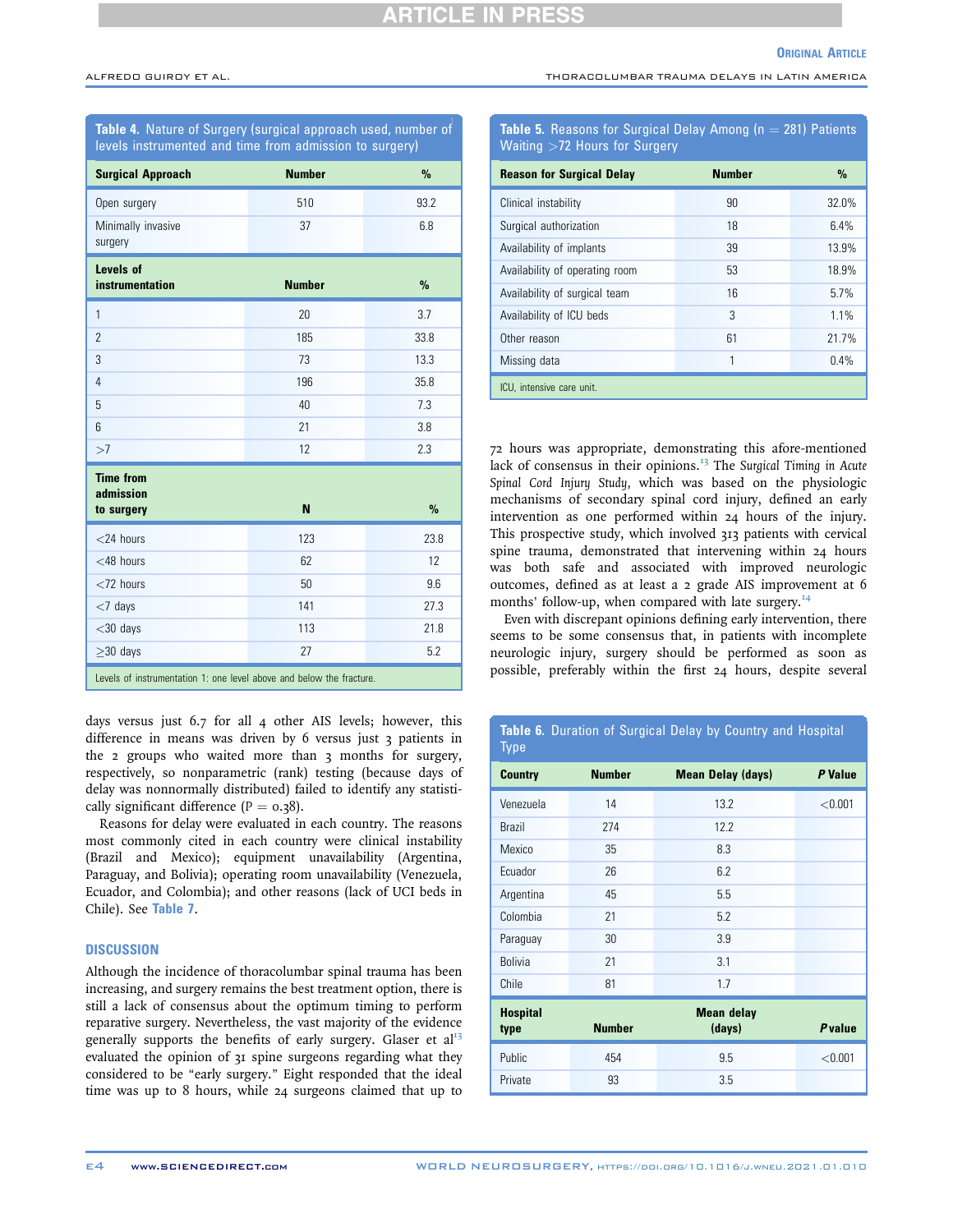**Table 4.** Nature of Surgery (surgical approach used, number of levels instrumented and time from admission to surgery)

| Surgical Approach | Number | % |
|---|---|---|
| Open surgery | 510 | 93.2 |
| Minimally invasive surgery | 37 | 6.8 |
| **Levels of instrumentation** | **Number** | **%** |
| 1 | 20 | 3.7 |
| 2 | 185 | 33.8 |
| 3 | 73 | 13.3 |
| 4 | 196 | 35.8 |
| 5 | 40 | 7.3 |
| 6 | 21 | 3.8 |
| >7 | 12 | 2.3 |
| **Time from admission to surgery** | **N** | **%** |
| <24 hours | 123 | 23.8 |
| <48 hours | 62 | 12 |
| <72 hours | 50 | 9.6 |
| <7 days | 141 | 27.3 |
| <30 days | 113 | 21.8 |
| ≥30 days | 27 | 5.2 |

Levels of instrumentation 1: one level above and below the fracture.

days versus just 6.7 for all 4 other AIS levels; however, this difference in means was driven by 6 versus just 3 patients in the 2 groups who waited more than 3 months for surgery, respectively, so nonparametric (rank) testing (because days of delay was nonnormally distributed) failed to identify any statistically significant difference ($P = 0.38$).

Reasons for delay were evaluated in each country. The reasons most commonly cited in each country were clinical instability (Brazil and Mexico); equipment unavailability (Argentina, Paraguay, and Bolivia); operating room unavailability (Venezuela, Ecuador, and Colombia); and other reasons (lack of UCI beds in Chile). See Table 7.

## DISCUSSION

Although the incidence of thoracolumbar spinal trauma has been increasing, and surgery remains the best treatment option, there is still a lack of consensus about the optimum timing to perform reparative surgery. Nevertheless, the vast majority of the evidence generally supports the benefits of early surgery. Glaser et al[13] evaluated the opinion of 31 spine surgeons regarding what they considered to be "early surgery." Eight responded that the ideal time was up to 8 hours, while 24 surgeons claimed that up to 72 hours was appropriate, demonstrating this afore-mentioned lack of consensus in their opinions.[13] The *Surgical Timing in Acute Spinal Cord Injury Study*, which was based on the physiologic mechanisms of secondary spinal cord injury, defined an early intervention as one performed within 24 hours of the injury. This prospective study, which involved 313 patients with cervical spine trauma, demonstrated that intervening within 24 hours was both safe and associated with improved neurologic outcomes, defined as at least a 2 grade AIS improvement at 6 months' follow-up, when compared with late surgery.[14]

Even with discrepant opinions defining early intervention, there seems to be some consensus that, in patients with incomplete neurologic injury, surgery should be performed as soon as possible, preferably within the first 24 hours, despite several

**Table 5.** Reasons for Surgical Delay Among (n = 281) Patients Waiting >72 Hours for Surgery

| Reason for Surgical Delay | Number | % |
|---|---|---|
| Clinical instability | 90 | 32.0% |
| Surgical authorization | 18 | 6.4% |
| Availability of implants | 39 | 13.9% |
| Availability of operating room | 53 | 18.9% |
| Availability of surgical team | 16 | 5.7% |
| Availability of ICU beds | 3 | 1.1% |
| Other reason | 61 | 21.7% |
| Missing data | 1 | 0.4% |

ICU, intensive care unit.

**Table 6.** Duration of Surgical Delay by Country and Hospital Type

| Country | Number | Mean Delay (days) | *P* Value |
|---|---|---|---|
| Venezuela | 14 | 13.2 | <0.001 |
| Brazil | 274 | 12.2 | |
| Mexico | 35 | 8.3 | |
| Ecuador | 26 | 6.2 | |
| Argentina | 45 | 5.5 | |
| Colombia | 21 | 5.2 | |
| Paraguay | 30 | 3.9 | |
| Bolivia | 21 | 3.1 | |
| Chile | 81 | 1.7 | |
| **Hospital type** | **Number** | **Mean delay (days)** | ***P* value** |
| Public | 454 | 9.5 | <0.001 |
| Private | 93 | 3.5 | |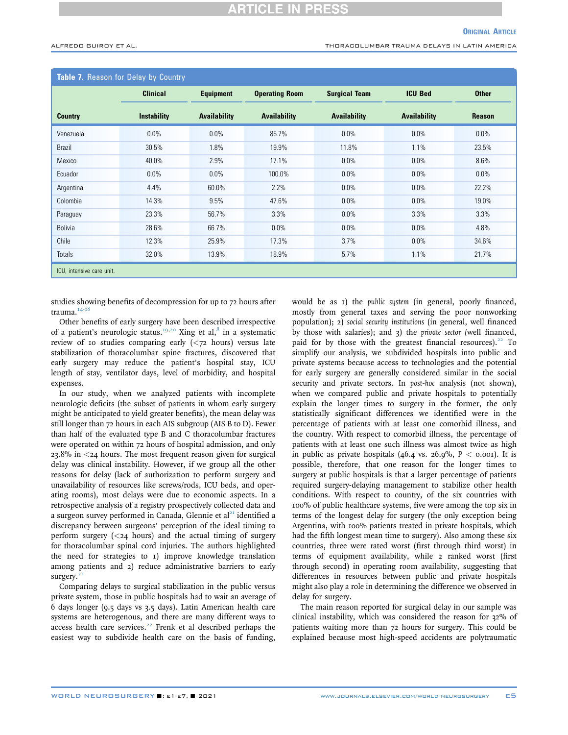**Table 7.** Reason for Delay by Country

| Country | Clinical Instability | Equipment Availability | Operating Room Availability | Surgical Team Availability | ICU Bed Availability | Other Reason |
|---|---|---|---|---|---|---|
| Venezuela | 0.0% | 0.0% | 85.7% | 0.0% | 0.0% | 0.0% |
| Brazil | 30.5% | 1.8% | 19.9% | 11.8% | 1.1% | 23.5% |
| Mexico | 40.0% | 2.9% | 17.1% | 0.0% | 0.0% | 8.6% |
| Ecuador | 0.0% | 0.0% | 100.0% | 0.0% | 0.0% | 0.0% |
| Argentina | 4.4% | 60.0% | 2.2% | 0.0% | 0.0% | 22.2% |
| Colombia | 14.3% | 9.5% | 47.6% | 0.0% | 0.0% | 19.0% |
| Paraguay | 23.3% | 56.7% | 3.3% | 0.0% | 3.3% | 3.3% |
| Bolivia | 28.6% | 66.7% | 0.0% | 0.0% | 0.0% | 4.8% |
| Chile | 12.3% | 25.9% | 17.3% | 3.7% | 0.0% | 34.6% |
| Totals | 32.0% | 13.9% | 18.9% | 5.7% | 1.1% | 21.7% |

ICU, intensive care unit.

studies showing benefits of decompression for up to 72 hours after trauma.[14-18]

Other benefits of early surgery have been described irrespective of a patient's neurologic status.[19,20] Xing et al,[8] in a systematic review of 10 studies comparing early (<72 hours) versus late stabilization of thoracolumbar spine fractures, discovered that early surgery may reduce the patient's hospital stay, ICU length of stay, ventilator days, level of morbidity, and hospital expenses.

In our study, when we analyzed patients with incomplete neurologic deficits (the subset of patients in whom early surgery might be anticipated to yield greater benefits), the mean delay was still longer than 72 hours in each AIS subgroup (AIS B to D). Fewer than half of the evaluated type B and C thoracolumbar fractures were operated on within 72 hours of hospital admission, and only 23.8% in <24 hours. The most frequent reason given for surgical delay was clinical instability. However, if we group all the other reasons for delay (lack of authorization to perform surgery and unavailability of resources like screws/rods, ICU beds, and operating rooms), most delays were due to economic aspects. In a retrospective analysis of a registry prospectively collected data and a surgeon survey performed in Canada, Glennie et al[21] identified a discrepancy between surgeons' perception of the ideal timing to perform surgery (<24 hours) and the actual timing of surgery for thoracolumbar spinal cord injuries. The authors highlighted the need for strategies to 1) improve knowledge translation among patients and 2) reduce administrative barriers to early surgery.[21]

Comparing delays to surgical stabilization in the public versus private system, those in public hospitals had to wait an average of 6 days longer (9.5 days vs 3.5 days). Latin American health care systems are heterogenous, and there are many different ways to access health care services.[22] Frenk et al described perhaps the easiest way to subdivide health care on the basis of funding, would be as 1) the *public system* (in general, poorly financed, mostly from general taxes and serving the poor nonworking population); 2) *social security institutions* (in general, well financed by those with salaries); and 3) the *private sector* (well financed, paid for by those with the greatest financial resources).[22] To simplify our analysis, we subdivided hospitals into public and private systems because access to technologies and the potential for early surgery are generally considered similar in the social security and private sectors. In *post-hoc* analysis (not shown), when we compared public and private hospitals to potentially explain the longer times to surgery in the former, the only statistically significant differences we identified were in the percentage of patients with at least one comorbid illness, and the country. With respect to comorbid illness, the percentage of patients with at least one such illness was almost twice as high in public as private hospitals (46.4 vs. 26.9%, $P < 0.001$). It is possible, therefore, that one reason for the longer times to surgery at public hospitals is that a larger percentage of patients required surgery-delaying management to stabilize other health conditions. With respect to country, of the six countries with 100% of public healthcare systems, five were among the top six in terms of the longest delay for surgery (the only exception being Argentina, with 100% patients treated in private hospitals, which had the fifth longest mean time to surgery). Also among these six countries, three were rated worst (first through third worst) in terms of equipment availability, while 2 ranked worst (first through second) in operating room availability, suggesting that differences in resources between public and private hospitals might also play a role in determining the difference we observed in delay for surgery.

The main reason reported for surgical delay in our sample was clinical instability, which was considered the reason for 32% of patients waiting more than 72 hours for surgery. This could be explained because most high-speed accidents are polytraumatic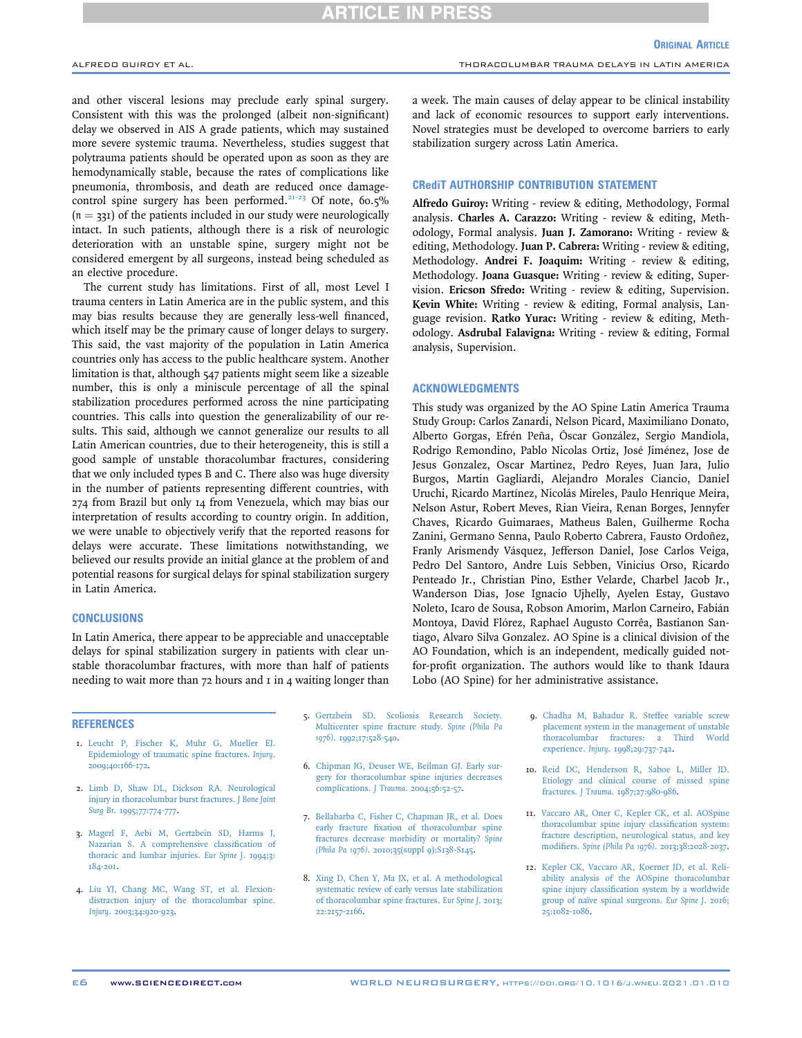and other visceral lesions may preclude early spinal surgery. Consistent with this was the prolonged (albeit non-significant) delay we observed in AIS A grade patients, which may sustained more severe systemic trauma. Nevertheless, studies suggest that polytrauma patients should be operated upon as soon as they are hemodynamically stable, because the rates of complications like pneumonia, thrombosis, and death are reduced once damage-control spine surgery has been performed.[21-23] Of note, 60.5% ($n = 331$) of the patients included in our study were neurologically intact. In such patients, although there is a risk of neurologic deterioration with an unstable spine, surgery might not be considered emergent by all surgeons, instead being scheduled as an elective procedure.

The current study has limitations. First of all, most Level I trauma centers in Latin America are in the public system, and this may bias results because they are generally less-well financed, which itself may be the primary cause of longer delays to surgery. This said, the vast majority of the population in Latin America countries only has access to the public healthcare system. Another limitation is that, although 547 patients might seem like a sizeable number, this is only a miniscule percentage of all the spinal stabilization procedures performed across the nine participating countries. This calls into question the generalizability of our results. This said, although we cannot generalize our results to all Latin American countries, due to their heterogeneity, this is still a good sample of unstable thoracolumbar fractures, considering that we only included types B and C. There also was huge diversity in the number of patients representing different countries, with 274 from Brazil but only 14 from Venezuela, which may bias our interpretation of results according to country origin. In addition, we were unable to objectively verify that the reported reasons for delays were accurate. These limitations notwithstanding, we believed our results provide an initial glance at the problem of and potential reasons for surgical delays for spinal stabilization surgery in Latin America.

## CONCLUSIONS

In Latin America, there appear to be appreciable and unacceptable delays for spinal stabilization surgery in patients with clear unstable thoracolumbar fractures, with more than half of patients needing to wait more than 72 hours and 1 in 4 waiting longer than a week. The main causes of delay appear to be clinical instability and lack of economic resources to support early interventions. Novel strategies must be developed to overcome barriers to early stabilization surgery across Latin America.

## CRediT AUTHORSHIP CONTRIBUTION STATEMENT

**Alfredo Guiroy:** Writing - review & editing, Methodology, Formal analysis. **Charles A. Carazzo:** Writing - review & editing, Methodology, Formal analysis. **Juan J. Zamorano:** Writing - review & editing, Methodology. **Juan P. Cabrera:** Writing - review & editing, Methodology. **Andrei F. Joaquim:** Writing - review & editing, Methodology. **Joana Guasque:** Writing - review & editing, Supervision. **Ericson Sfredo:** Writing - review & editing, Supervision. **Kevin White:** Writing - review & editing, Formal analysis, Language revision. **Ratko Yurac:** Writing - review & editing, Methodology. **Asdrubal Falavigna:** Writing - review & editing, Formal analysis, Supervision.

## ACKNOWLEDGMENTS

This study was organized by the AO Spine Latin America Trauma Study Group: Carlos Zanardi, Nelson Picard, Maximiliano Donato, Alberto Gorgas, Efrén Peña, Óscar González, Sergio Mandiola, Rodrigo Remondino, Pablo Nicolas Ortiz, José Jiménez, Jose de Jesus Gonzalez, Oscar Martinez, Pedro Reyes, Juan Jara, Julio Burgos, Martin Gagliardi, Alejandro Morales Ciancio, Daniel Uruchi, Ricardo Martínez, Nicolás Mireles, Paulo Henrique Meira, Nelson Astur, Robert Meves, Rian Vieira, Renan Borges, Jennyfer Chaves, Ricardo Guimaraes, Matheus Balen, Guilherme Rocha Zanini, Germano Senna, Paulo Roberto Cabrera, Fausto Ordoñez, Franly Arismendy Vásquez, Jefferson Daniel, Jose Carlos Veiga, Pedro Del Santoro, Andre Luis Sebben, Vinicius Orso, Ricardo Penteado Jr., Christian Pino, Esther Velarde, Charbel Jacob Jr., Wanderson Dias, Jose Ignacio Ujhelly, Ayelen Estay, Gustavo Noleto, Icaro de Sousa, Robson Amorim, Marlon Carneiro, Fabián Montoya, David Flórez, Raphael Augusto Corrêa, Bastianon Santiago, Alvaro Silva Gonzalez. AO Spine is a clinical division of the AO Foundation, which is an independent, medically guided not-for-profit organization. The authors would like to thank Idaura Lobo (AO Spine) for her administrative assistance.

## REFERENCES

1. Leucht P, Fischer K, Muhr G, Mueller EJ. Epidemiology of traumatic spine fractures. *Injury*. 2009;40:166-172.
2. Limb D, Shaw DL, Dickson RA. Neurological injury in thoracolumbar burst fractures. *J Bone Joint Surg Br*. 1995;77:774-777.
3. Magerl F, Aebi M, Gertzbein SD, Harms J, Nazarian S. A comprehensive classification of thoracic and lumbar injuries. *Eur Spine J*. 1994;3:184-201.
4. Liu YJ, Chang MC, Wang ST, et al. Flexion-distraction injury of the thoracolumbar spine. *Injury*. 2003;34:920-923.
5. Gertzbein SD. Scoliosis Research Society. Multicenter spine fracture study. *Spine (Phila Pa 1976)*. 1992;17:528-540.
6. Chipman JG, Deuser WE, Beilman GJ. Early surgery for thoracolumbar spine injuries decreases complications. *J Trauma*. 2004;56:52-57.
7. Bellabarba C, Fisher C, Chapman JR, et al. Does early fracture fixation of thoracolumbar spine fractures decrease morbidity or mortality? *Spine (Phila Pa 1976)*. 2010;35(suppl 9):S138-S145.
8. Xing D, Chen Y, Ma JX, et al. A methodological systematic review of early versus late stabilization of thoracolumbar spine fractures. *Eur Spine J*. 2013;22:2157-2166.
9. Chadha M, Bahadur R. Steffee variable screw placement system in the management of unstable thoracolumbar fractures: a Third World experience. *Injury*. 1998;29:737-742.
10. Reid DC, Henderson R, Saboe L, Miller JD. Etiology and clinical course of missed spine fractures. *J Trauma*. 1987;27:980-986.
11. Vaccaro AR, Oner C, Kepler CK, et al. AOSpine thoracolumbar spine injury classification system: fracture description, neurological status, and key modifiers. *Spine (Phila Pa 1976)*. 2013;38:2028-2037.
12. Kepler CK, Vaccaro AR, Koerner JD, et al. Reliability analysis of the AOSpine thoracolumbar spine injury classification system by a worldwide group of naïve spinal surgeons. *Eur Spine J*. 2016;25:1082-1086.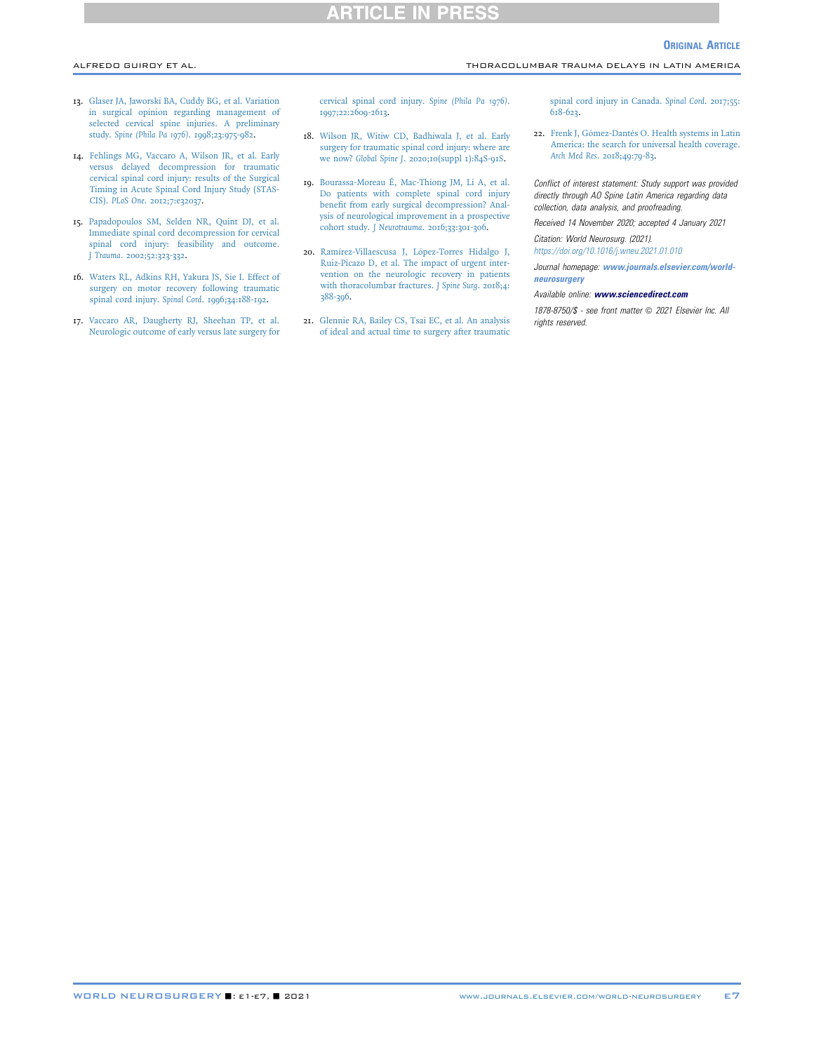13. Glaser JA, Jaworski BA, Cuddy BG, et al. Variation in surgical opinion regarding management of selected cervical spine injuries. A preliminary study. *Spine (Phila Pa 1976)*. 1998;23:975-982.

14. Fehlings MG, Vaccaro A, Wilson JR, et al. Early versus delayed decompression for traumatic cervical spinal cord injury: results of the Surgical Timing in Acute Spinal Cord Injury Study (STASCIS). *PLoS One*. 2012;7:e32037.

15. Papadopoulos SM, Selden NR, Quint DJ, et al. Immediate spinal cord decompression for cervical spinal cord injury: feasibility and outcome. *J Trauma*. 2002;52:323-332.

16. Waters RL, Adkins RH, Yakura JS, Sie I. Effect of surgery on motor recovery following traumatic spinal cord injury. *Spinal Cord*. 1996;34:188-192.

17. Vaccaro AR, Daugherty RJ, Sheehan TP, et al. Neurologic outcome of early versus late surgery for cervical spinal cord injury. *Spine (Phila Pa 1976)*. 1997;22:2609-2613.

18. Wilson JR, Witiw CD, Badhiwala J, et al. Early surgery for traumatic spinal cord injury: where are we now? *Global Spine J*. 2020;10(suppl 1):84S-91S.

19. Bourassa-Moreau É, Mac-Thiong JM, Li A, et al. Do patients with complete spinal cord injury benefit from early surgical decompression? Analysis of neurological improvement in a prospective cohort study. *J Neurotrauma*. 2016;33:301-306.

20. Ramírez-Villaescusa J, López-Torres Hidalgo J, Ruiz-Picazo D, et al. The impact of urgent intervention on the neurologic recovery in patients with thoracolumbar fractures. *J Spine Surg*. 2018;4:388-396.

21. Glennie RA, Bailey CS, Tsai EC, et al. An analysis of ideal and actual time to surgery after traumatic spinal cord injury in Canada. *Spinal Cord*. 2017;55:618-623.

22. Frenk J, Gómez-Dantés O. Health systems in Latin America: the search for universal health coverage. *Arch Med Res*. 2018;49:79-83.

*Conflict of interest statement: Study support was provided directly through AO Spine Latin America regarding data collection, data analysis, and proofreading.*

*Received 14 November 2020; accepted 4 January 2021*

*Citation: World Neurosurg. (2021).*
*https://doi.org/10.1016/j.wneu.2021.01.010*

*Journal homepage:* ***www.journals.elsevier.com/world-neurosurgery***

*Available online:* ***www.sciencedirect.com***

*1878-8750/$ - see front matter © 2021 Elsevier Inc. All rights reserved.*